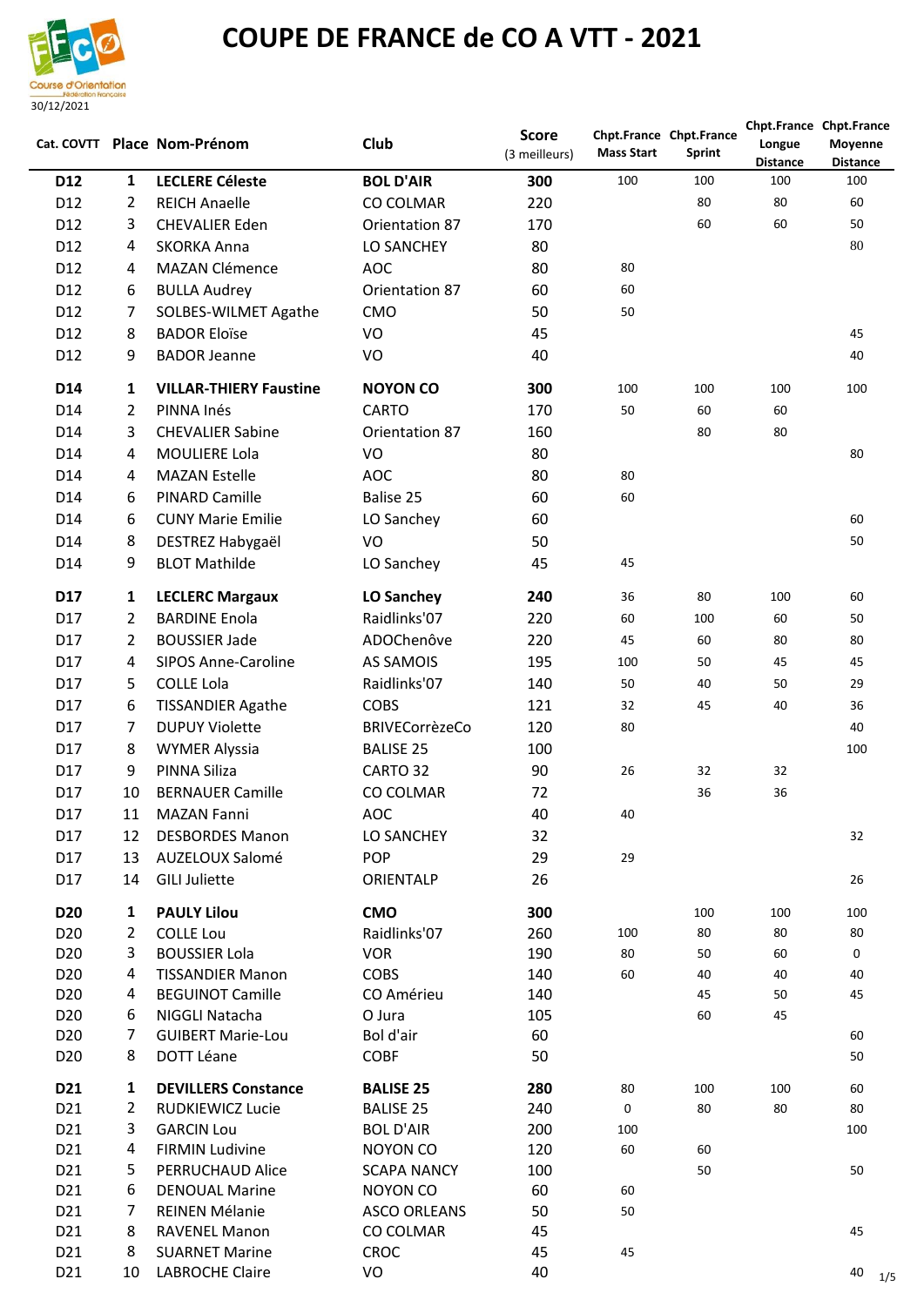# COUPE DE FRANCE de CO A VTT - 2021

30/12/2021

| Cat. COVTT | Place | Nom-Prénom | Club | Score (3 meilleurs) | Chpt.France Mass Start | Chpt.France Sprint | Chpt.France Longue Distance | Chpt.France Moyenne Distance |
|---|---|---|---|---|---|---|---|---|
| **D12** | **1** | **LECLERE Céleste** | **BOL D'AIR** | **300** | 100 | 100 | 100 | 100 |
| D12 | 2 | REICH Anaelle | CO COLMAR | 220 | | 80 | 80 | 60 |
| D12 | 3 | CHEVALIER Eden | Orientation 87 | 170 | | 60 | 60 | 50 |
| D12 | 4 | SKORKA Anna | LO SANCHEY | 80 | | | | 80 |
| D12 | 4 | MAZAN Clémence | AOC | 80 | 80 | | | |
| D12 | 6 | BULLA Audrey | Orientation 87 | 60 | 60 | | | |
| D12 | 7 | SOLBES-WILMET Agathe | CMO | 50 | 50 | | | |
| D12 | 8 | BADOR Eloïse | VO | 45 | | | | 45 |
| D12 | 9 | BADOR Jeanne | VO | 40 | | | | 40 |
| **D14** | **1** | **VILLAR-THIERY Faustine** | **NOYON CO** | **300** | 100 | 100 | 100 | 100 |
| D14 | 2 | PINNA Inés | CARTO | 170 | 50 | 60 | 60 | |
| D14 | 3 | CHEVALIER Sabine | Orientation 87 | 160 | | 80 | 80 | |
| D14 | 4 | MOULIERE Lola | VO | 80 | | | | 80 |
| D14 | 4 | MAZAN Estelle | AOC | 80 | 80 | | | |
| D14 | 6 | PINARD Camille | Balise 25 | 60 | 60 | | | |
| D14 | 6 | CUNY Marie Emilie | LO Sanchey | 60 | | | | 60 |
| D14 | 8 | DESTREZ Habygaël | VO | 50 | | | | 50 |
| D14 | 9 | BLOT Mathilde | LO Sanchey | 45 | 45 | | | |
| **D17** | **1** | **LECLERC Margaux** | **LO Sanchey** | **240** | 36 | 80 | 100 | 60 |
| D17 | 2 | BARDINE Enola | Raidlinks'07 | 220 | 60 | 100 | 60 | 50 |
| D17 | 2 | BOUSSIER Jade | ADOChenôve | 220 | 45 | 60 | 80 | 80 |
| D17 | 4 | SIPOS Anne-Caroline | AS SAMOIS | 195 | 100 | 50 | 45 | 45 |
| D17 | 5 | COLLE Lola | Raidlinks'07 | 140 | 50 | 40 | 50 | 29 |
| D17 | 6 | TISSANDIER Agathe | COBS | 121 | 32 | 45 | 40 | 36 |
| D17 | 7 | DUPUY Violette | BRIVECorrèzeCo | 120 | 80 | | | 40 |
| D17 | 8 | WYMER Alyssia | BALISE 25 | 100 | | | | 100 |
| D17 | 9 | PINNA Siliza | CARTO 32 | 90 | 26 | 32 | 32 | |
| D17 | 10 | BERNAUER Camille | CO COLMAR | 72 | | 36 | 36 | |
| D17 | 11 | MAZAN Fanni | AOC | 40 | 40 | | | |
| D17 | 12 | DESBORDES Manon | LO SANCHEY | 32 | | | | 32 |
| D17 | 13 | AUZELOUX Salomé | POP | 29 | 29 | | | |
| D17 | 14 | GILI Juliette | ORIENTALP | 26 | | | | 26 |
| **D20** | **1** | **PAULY Lilou** | **CMO** | **300** | | 100 | 100 | 100 |
| D20 | 2 | COLLE Lou | Raidlinks'07 | 260 | 100 | 80 | 80 | 80 |
| D20 | 3 | BOUSSIER Lola | VOR | 190 | 80 | 50 | 60 | 0 |
| D20 | 4 | TISSANDIER Manon | COBS | 140 | 60 | 40 | 40 | 40 |
| D20 | 4 | BEGUINOT Camille | CO Amérieu | 140 | | 45 | 50 | 45 |
| D20 | 6 | NIGGLI Natacha | O Jura | 105 | | 60 | 45 | |
| D20 | 7 | GUIBERT Marie-Lou | Bol d'air | 60 | | | | 60 |
| D20 | 8 | DOTT Léane | COBF | 50 | | | | 50 |
| **D21** | **1** | **DEVILLERS Constance** | **BALISE 25** | **280** | 80 | 100 | 100 | 60 |
| D21 | 2 | RUDKIEWICZ Lucie | BALISE 25 | 240 | 0 | 80 | 80 | 80 |
| D21 | 3 | GARCIN Lou | BOL D'AIR | 200 | 100 | | | 100 |
| D21 | 4 | FIRMIN Ludivine | NOYON CO | 120 | 60 | 60 | | |
| D21 | 5 | PERRUCHAUD Alice | SCAPA NANCY | 100 | | 50 | | 50 |
| D21 | 6 | DENOUAL Marine | NOYON CO | 60 | 60 | | | |
| D21 | 7 | REINEN Mélanie | ASCO ORLEANS | 50 | 50 | | | |
| D21 | 8 | RAVENEL Manon | CO COLMAR | 45 | | | | 45 |
| D21 | 8 | SUARNET Marine | CROC | 45 | 45 | | | |
| D21 | 10 | LABROCHE Claire | VO | 40 | | | | 40 |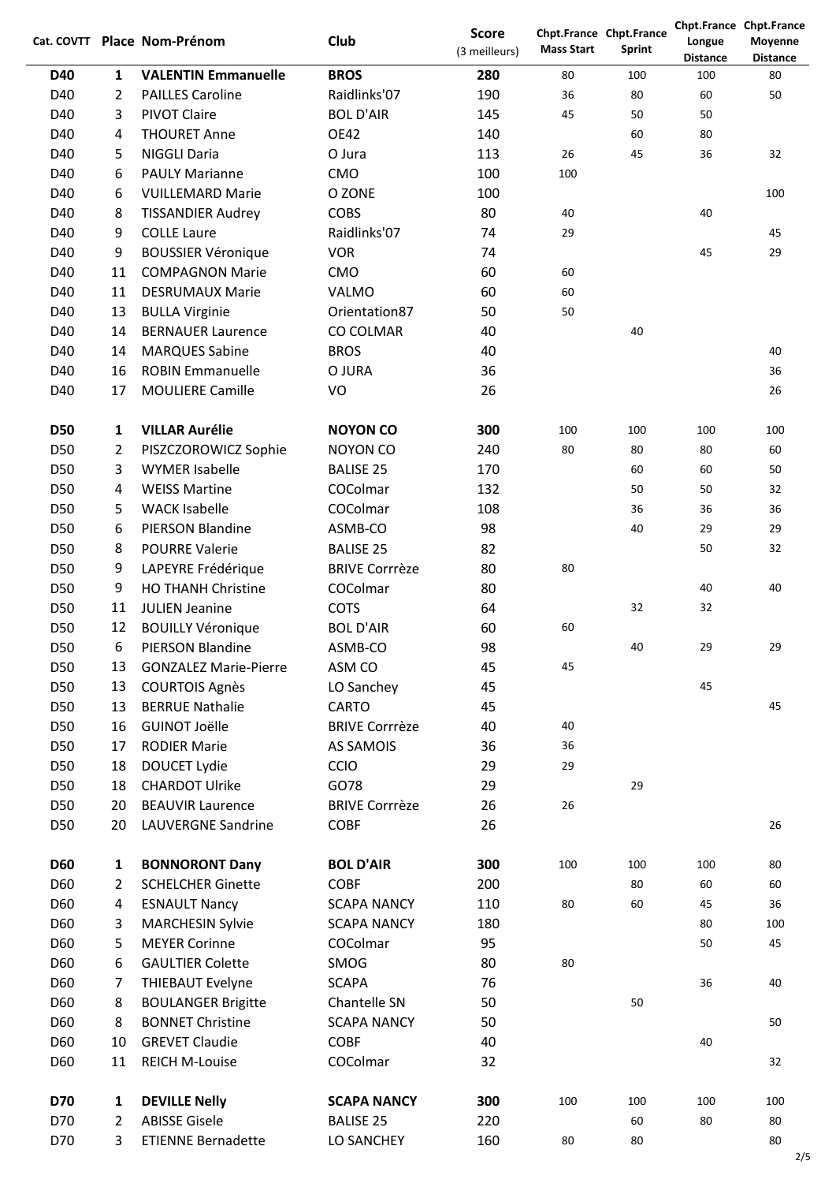| Cat. COVTT | Place | Nom-Prénom | Club | Score (3 meilleurs) | Chpt.France Mass Start | Chpt.France Sprint | Chpt.France Longue Distance | Chpt.France Moyenne Distance |
|---|---|---|---|---|---|---|---|---|
| **D40** | **1** | **VALENTIN Emmanuelle** | **BROS** | **280** | 80 | 100 | 100 | 80 |
| D40 | 2 | PAILLES Caroline | Raidlinks'07 | 190 | 36 | 80 | 60 | 50 |
| D40 | 3 | PIVOT Claire | BOL D'AIR | 145 | 45 | 50 | 50 | |
| D40 | 4 | THOURET Anne | OE42 | 140 | | 60 | 80 | |
| D40 | 5 | NIGGLI Daria | O Jura | 113 | 26 | 45 | 36 | 32 |
| D40 | 6 | PAULY Marianne | CMO | 100 | 100 | | | |
| D40 | 6 | VUILLEMARD Marie | O ZONE | 100 | | | | 100 |
| D40 | 8 | TISSANDIER Audrey | COBS | 80 | 40 | | 40 | |
| D40 | 9 | COLLE Laure | Raidlinks'07 | 74 | 29 | | | 45 |
| D40 | 9 | BOUSSIER Véronique | VOR | 74 | | | 45 | 29 |
| D40 | 11 | COMPAGNON Marie | CMO | 60 | 60 | | | |
| D40 | 11 | DESRUMAUX Marie | VALMO | 60 | 60 | | | |
| D40 | 13 | BULLA Virginie | Orientation87 | 50 | 50 | | | |
| D40 | 14 | BERNAUER Laurence | CO COLMAR | 40 | | 40 | | |
| D40 | 14 | MARQUES Sabine | BROS | 40 | | | | 40 |
| D40 | 16 | ROBIN Emmanuelle | O JURA | 36 | | | | 36 |
| D40 | 17 | MOULIERE Camille | VO | 26 | | | | 26 |
| | | | | | | | | |
| **D50** | **1** | **VILLAR Aurélie** | **NOYON CO** | **300** | 100 | 100 | 100 | 100 |
| D50 | 2 | PISZCZOROWICZ Sophie | NOYON CO | 240 | 80 | 80 | 80 | 60 |
| D50 | 3 | WYMER Isabelle | BALISE 25 | 170 | | 60 | 60 | 50 |
| D50 | 4 | WEISS Martine | COColmar | 132 | | 50 | 50 | 32 |
| D50 | 5 | WACK Isabelle | COColmar | 108 | | 36 | 36 | 36 |
| D50 | 6 | PIERSON Blandine | ASMB-CO | 98 | | 40 | 29 | 29 |
| D50 | 8 | POURRE Valerie | BALISE 25 | 82 | | | 50 | 32 |
| D50 | 9 | LAPEYRE Frédérique | BRIVE Corrrèze | 80 | 80 | | | |
| D50 | 9 | HO THANH Christine | COColmar | 80 | | | 40 | 40 |
| D50 | 11 | JULIEN Jeanine | COTS | 64 | | 32 | 32 | |
| D50 | 12 | BOUILLY Véronique | BOL D'AIR | 60 | 60 | | | |
| D50 | 6 | PIERSON Blandine | ASMB-CO | 98 | | 40 | 29 | 29 |
| D50 | 13 | GONZALEZ Marie-Pierre | ASM CO | 45 | 45 | | | |
| D50 | 13 | COURTOIS Agnès | LO Sanchey | 45 | | | 45 | |
| D50 | 13 | BERRUE Nathalie | CARTO | 45 | | | | 45 |
| D50 | 16 | GUINOT Joëlle | BRIVE Corrrèze | 40 | 40 | | | |
| D50 | 17 | RODIER Marie | AS SAMOIS | 36 | 36 | | | |
| D50 | 18 | DOUCET Lydie | CCIO | 29 | 29 | | | |
| D50 | 18 | CHARDOT Ulrike | GO78 | 29 | | 29 | | |
| D50 | 20 | BEAUVIR Laurence | BRIVE Corrrèze | 26 | 26 | | | |
| D50 | 20 | LAUVERGNE Sandrine | COBF | 26 | | | | 26 |
| | | | | | | | | |
| **D60** | **1** | **BONNORONT Dany** | **BOL D'AIR** | **300** | 100 | 100 | 100 | 80 |
| D60 | 2 | SCHELCHER Ginette | COBF | 200 | | 80 | 60 | 60 |
| D60 | 4 | ESNAULT Nancy | SCAPA NANCY | 110 | 80 | 60 | 45 | 36 |
| D60 | 3 | MARCHESIN Sylvie | SCAPA NANCY | 180 | | | 80 | 100 |
| D60 | 5 | MEYER Corinne | COColmar | 95 | | | 50 | 45 |
| D60 | 6 | GAULTIER Colette | SMOG | 80 | 80 | | | |
| D60 | 7 | THIEBAUT Evelyne | SCAPA | 76 | | | 36 | 40 |
| D60 | 8 | BOULANGER Brigitte | Chantelle SN | 50 | | 50 | | |
| D60 | 8 | BONNET Christine | SCAPA NANCY | 50 | | | | 50 |
| D60 | 10 | GREVET Claudie | COBF | 40 | | | 40 | |
| D60 | 11 | REICH M-Louise | COColmar | 32 | | | | 32 |
| | | | | | | | | |
| **D70** | **1** | **DEVILLE Nelly** | **SCAPA NANCY** | **300** | 100 | 100 | 100 | 100 |
| D70 | 2 | ABISSE Gisele | BALISE 25 | 220 | | 60 | 80 | 80 |
| D70 | 3 | ETIENNE Bernadette | LO SANCHEY | 160 | 80 | 80 | | 80 |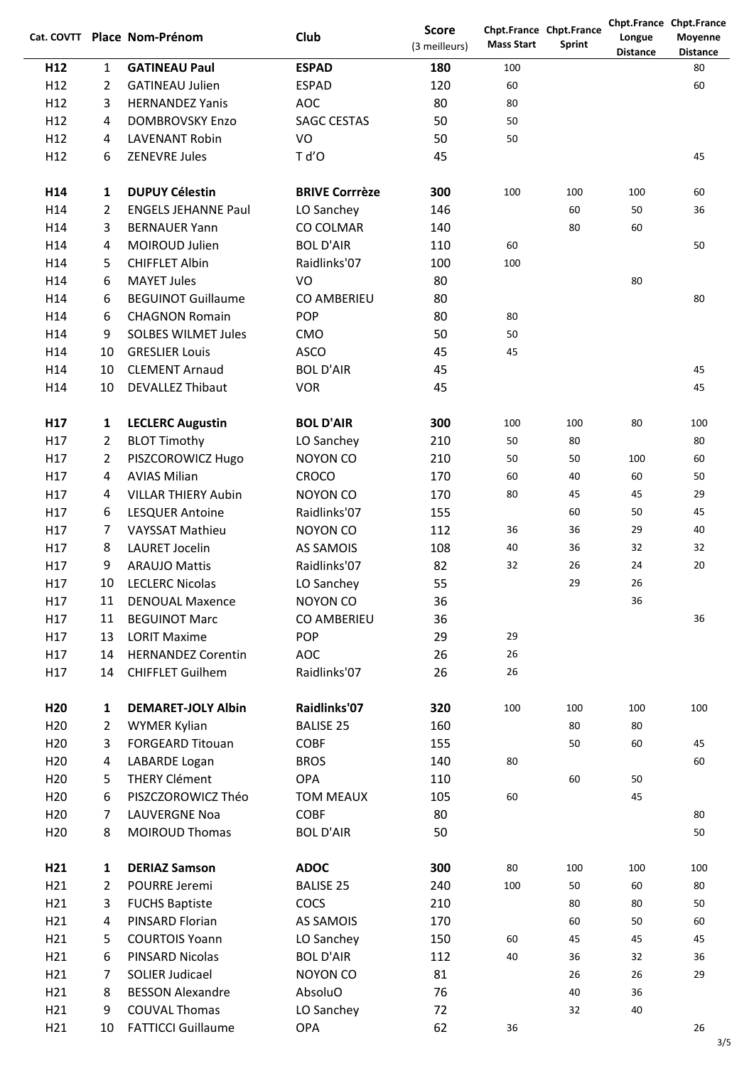| Cat. COVTT | Place | Nom-Prénom | Club | Score (3 meilleurs) | Chpt.France Mass Start | Chpt.France Sprint | Chpt.France Longue Distance | Chpt.France Moyenne Distance |
|---|---|---|---|---|---|---|---|---|
| **H12** | 1 | **GATINEAU Paul** | **ESPAD** | **180** | 100 | | | 80 |
| H12 | 2 | GATINEAU Julien | ESPAD | 120 | 60 | | | 60 |
| H12 | 3 | HERNANDEZ Yanis | AOC | 80 | 80 | | | |
| H12 | 4 | DOMBROVSKY Enzo | SAGC CESTAS | 50 | 50 | | | |
| H12 | 4 | LAVENANT Robin | VO | 50 | 50 | | | |
| H12 | 6 | ZENEVRE Jules | T d'O | 45 | | | | 45 |
| | | | | | | | | |
| **H14** | **1** | **DUPUY Célestin** | **BRIVE Corrrèze** | **300** | 100 | 100 | 100 | 60 |
| H14 | 2 | ENGELS JEHANNE Paul | LO Sanchey | 146 | | 60 | 50 | 36 |
| H14 | 3 | BERNAUER Yann | CO COLMAR | 140 | | 80 | 60 | |
| H14 | 4 | MOIROUD Julien | BOL D'AIR | 110 | 60 | | | 50 |
| H14 | 5 | CHIFFLET Albin | Raidlinks'07 | 100 | 100 | | | |
| H14 | 6 | MAYET Jules | VO | 80 | | | 80 | |
| H14 | 6 | BEGUINOT Guillaume | CO AMBERIEU | 80 | | | | 80 |
| H14 | 6 | CHAGNON Romain | POP | 80 | 80 | | | |
| H14 | 9 | SOLBES WILMET Jules | CMO | 50 | 50 | | | |
| H14 | 10 | GRESLIER Louis | ASCO | 45 | 45 | | | |
| H14 | 10 | CLEMENT Arnaud | BOL D'AIR | 45 | | | | 45 |
| H14 | 10 | DEVALLEZ Thibaut | VOR | 45 | | | | 45 |
| | | | | | | | | |
| **H17** | **1** | **LECLERC Augustin** | **BOL D'AIR** | **300** | 100 | 100 | 80 | 100 |
| H17 | 2 | BLOT Timothy | LO Sanchey | 210 | 50 | 80 | | 80 |
| H17 | 2 | PISZCOROWICZ Hugo | NOYON CO | 210 | 50 | 50 | 100 | 60 |
| H17 | 4 | AVIAS Milian | CROCO | 170 | 60 | 40 | 60 | 50 |
| H17 | 4 | VILLAR THIERY Aubin | NOYON CO | 170 | 80 | 45 | 45 | 29 |
| H17 | 6 | LESQUER Antoine | Raidlinks'07 | 155 | | 60 | 50 | 45 |
| H17 | 7 | VAYSSAT Mathieu | NOYON CO | 112 | 36 | 36 | 29 | 40 |
| H17 | 8 | LAURET Jocelin | AS SAMOIS | 108 | 40 | 36 | 32 | 32 |
| H17 | 9 | ARAUJO Mattis | Raidlinks'07 | 82 | 32 | 26 | 24 | 20 |
| H17 | 10 | LECLERC Nicolas | LO Sanchey | 55 | | 29 | 26 | |
| H17 | 11 | DENOUAL Maxence | NOYON CO | 36 | | | 36 | |
| H17 | 11 | BEGUINOT Marc | CO AMBERIEU | 36 | | | | 36 |
| H17 | 13 | LORIT Maxime | POP | 29 | 29 | | | |
| H17 | 14 | HERNANDEZ Corentin | AOC | 26 | 26 | | | |
| H17 | 14 | CHIFFLET Guilhem | Raidlinks'07 | 26 | 26 | | | |
| | | | | | | | | |
| **H20** | **1** | **DEMARET-JOLY Albin** | **Raidlinks'07** | **320** | 100 | 100 | 100 | 100 |
| H20 | 2 | WYMER Kylian | BALISE 25 | 160 | | 80 | 80 | |
| H20 | 3 | FORGEARD Titouan | COBF | 155 | | 50 | 60 | 45 |
| H20 | 4 | LABARDE Logan | BROS | 140 | 80 | | | 60 |
| H20 | 5 | THERY Clément | OPA | 110 | | 60 | 50 | |
| H20 | 6 | PISZCZOROWICZ Théo | TOM MEAUX | 105 | 60 | | 45 | |
| H20 | 7 | LAUVERGNE Noa | COBF | 80 | | | | 80 |
| H20 | 8 | MOIROUD Thomas | BOL D'AIR | 50 | | | | 50 |
| | | | | | | | | |
| **H21** | **1** | **DERIAZ Samson** | **ADOC** | **300** | 80 | 100 | 100 | 100 |
| H21 | 2 | POURRE Jeremi | BALISE 25 | 240 | 100 | 50 | 60 | 80 |
| H21 | 3 | FUCHS Baptiste | COCS | 210 | | 80 | 80 | 50 |
| H21 | 4 | PINSARD Florian | AS SAMOIS | 170 | | 60 | 50 | 60 |
| H21 | 5 | COURTOIS Yoann | LO Sanchey | 150 | 60 | 45 | 45 | 45 |
| H21 | 6 | PINSARD Nicolas | BOL D'AIR | 112 | 40 | 36 | 32 | 36 |
| H21 | 7 | SOLIER Judicael | NOYON CO | 81 | | 26 | 26 | 29 |
| H21 | 8 | BESSON Alexandre | AbsoluO | 76 | | 40 | 36 | |
| H21 | 9 | COUVAL Thomas | LO Sanchey | 72 | | 32 | 40 | |
| H21 | 10 | FATTICCI Guillaume | OPA | 62 | 36 | | | 26 |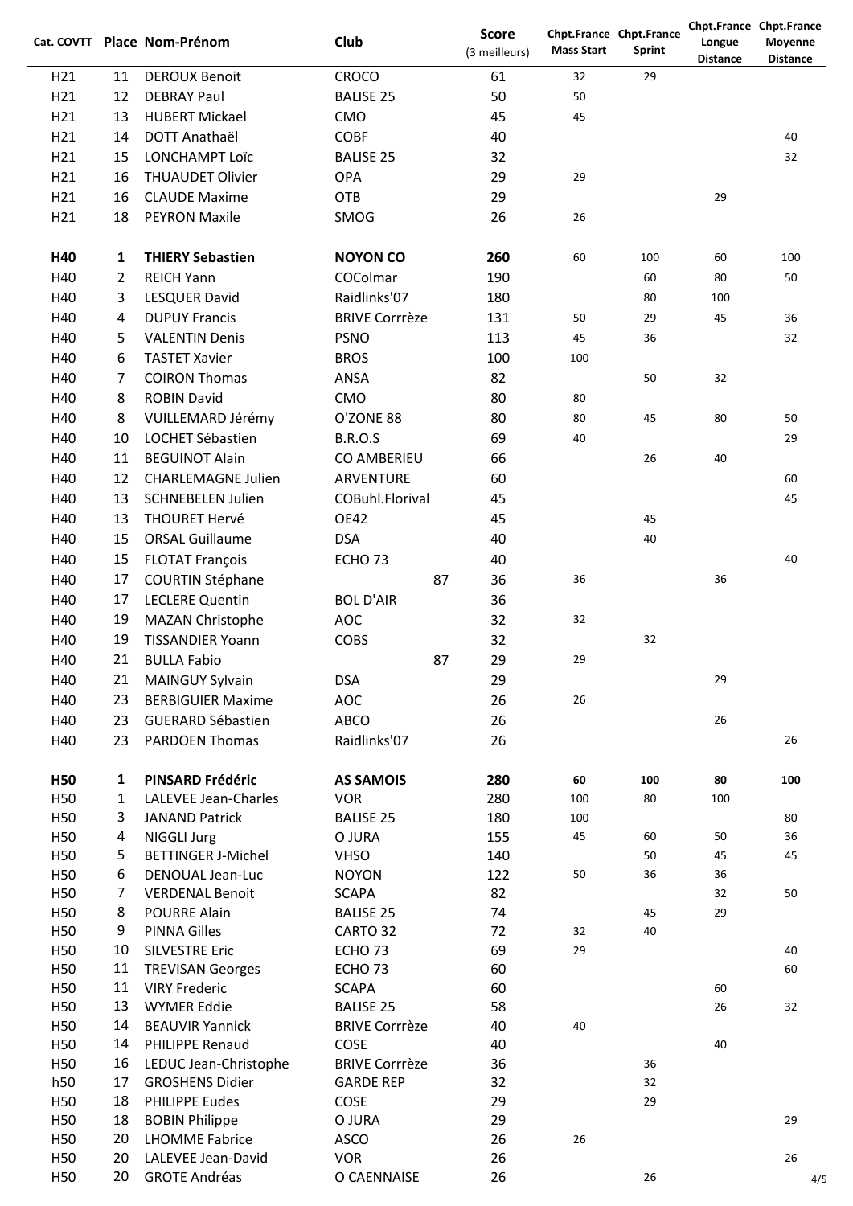| Cat. COVTT | Place | Nom-Prénom | Club | Score (3 meilleurs) | Chpt.France Mass Start | Chpt.France Sprint | Chpt.France Longue Distance | Chpt.France Moyenne Distance |
|---|---|---|---|---|---|---|---|---|
| H21 | 11 | DEROUX Benoit | CROCO | 61 | 32 | 29 | | |
| H21 | 12 | DEBRAY Paul | BALISE 25 | 50 | 50 | | | |
| H21 | 13 | HUBERT Mickael | CMO | 45 | 45 | | | |
| H21 | 14 | DOTT Anathaël | COBF | 40 | | | | 40 |
| H21 | 15 | LONCHAMPT Loïc | BALISE 25 | 32 | | | | 32 |
| H21 | 16 | THUAUDET Olivier | OPA | 29 | 29 | | | |
| H21 | 16 | CLAUDE Maxime | OTB | 29 | | | 29 | |
| H21 | 18 | PEYRON Maxile | SMOG | 26 | 26 | | | |
| | | | | | | | | |
| **H40** | **1** | **THIERY Sebastien** | **NOYON CO** | **260** | 60 | 100 | 60 | 100 |
| H40 | 2 | REICH Yann | COColmar | 190 | | 60 | 80 | 50 |
| H40 | 3 | LESQUER David | Raidlinks'07 | 180 | | 80 | 100 | |
| H40 | 4 | DUPUY Francis | BRIVE Corrrèze | 131 | 50 | 29 | 45 | 36 |
| H40 | 5 | VALENTIN Denis | PSNO | 113 | 45 | 36 | | 32 |
| H40 | 6 | TASTET Xavier | BROS | 100 | 100 | | | |
| H40 | 7 | COIRON Thomas | ANSA | 82 | | 50 | 32 | |
| H40 | 8 | ROBIN David | CMO | 80 | 80 | | | |
| H40 | 8 | VUILLEMARD Jérémy | O'ZONE 88 | 80 | 80 | 45 | 80 | 50 |
| H40 | 10 | LOCHET Sébastien | B.R.O.S | 69 | 40 | | | 29 |
| H40 | 11 | BEGUINOT Alain | CO AMBERIEU | 66 | | 26 | 40 | |
| H40 | 12 | CHARLEMAGNE Julien | ARVENTURE | 60 | | | | 60 |
| H40 | 13 | SCHNEBELEN Julien | COBuhl.Florival | 45 | | | | 45 |
| H40 | 13 | THOURET Hervé | OE42 | 45 | | 45 | | |
| H40 | 15 | ORSAL Guillaume | DSA | 40 | | 40 | | |
| H40 | 15 | FLOTAT François | ECHO 73 | 40 | | | | 40 |
| H40 | 17 | COURTIN Stéphane | 87 | 36 | 36 | | 36 | |
| H40 | 17 | LECLERE Quentin | BOL D'AIR | 36 | | | | |
| H40 | 19 | MAZAN Christophe | AOC | 32 | 32 | | | |
| H40 | 19 | TISSANDIER Yoann | COBS | 32 | | 32 | | |
| H40 | 21 | BULLA Fabio | 87 | 29 | 29 | | | |
| H40 | 21 | MAINGUY Sylvain | DSA | 29 | | | 29 | |
| H40 | 23 | BERBIGUIER Maxime | AOC | 26 | 26 | | | |
| H40 | 23 | GUERARD Sébastien | ABCO | 26 | | | 26 | |
| H40 | 23 | PARDOEN Thomas | Raidlinks'07 | 26 | | | | 26 |
| | | | | | | | | |
| **H50** | **1** | **PINSARD Frédéric** | **AS SAMOIS** | **280** | **60** | **100** | **80** | **100** |
| H50 | 1 | LALEVEE Jean-Charles | VOR | 280 | 100 | 80 | 100 | |
| H50 | 3 | JANAND Patrick | BALISE 25 | 180 | 100 | | | 80 |
| H50 | 4 | NIGGLI Jurg | O JURA | 155 | 45 | 60 | 50 | 36 |
| H50 | 5 | BETTINGER J-Michel | VHSO | 140 | | 50 | 45 | 45 |
| H50 | 6 | DENOUAL Jean-Luc | NOYON | 122 | 50 | 36 | 36 | |
| H50 | 7 | VERDENAL Benoit | SCAPA | 82 | | | 32 | 50 |
| H50 | 8 | POURRE Alain | BALISE 25 | 74 | | 45 | 29 | |
| H50 | 9 | PINNA Gilles | CARTO 32 | 72 | 32 | 40 | | |
| H50 | 10 | SILVESTRE Eric | ECHO 73 | 69 | 29 | | | 40 |
| H50 | 11 | TREVISAN Georges | ECHO 73 | 60 | | | | 60 |
| H50 | 11 | VIRY Frederic | SCAPA | 60 | | | 60 | |
| H50 | 13 | WYMER Eddie | BALISE 25 | 58 | | | 26 | 32 |
| H50 | 14 | BEAUVIR Yannick | BRIVE Corrrèze | 40 | 40 | | | |
| H50 | 14 | PHILIPPE Renaud | COSE | 40 | | | 40 | |
| H50 | 16 | LEDUC Jean-Christophe | BRIVE Corrrèze | 36 | | 36 | | |
| h50 | 17 | GROSHENS Didier | GARDE REP | 32 | | 32 | | |
| H50 | 18 | PHILIPPE Eudes | COSE | 29 | | 29 | | |
| H50 | 18 | BOBIN Philippe | O JURA | 29 | | | | 29 |
| H50 | 20 | LHOMME Fabrice | ASCO | 26 | 26 | | | |
| H50 | 20 | LALEVEE Jean-David | VOR | 26 | | | | 26 |
| H50 | 20 | GROTE Andréas | O CAENNAISE | 26 | | 26 | | |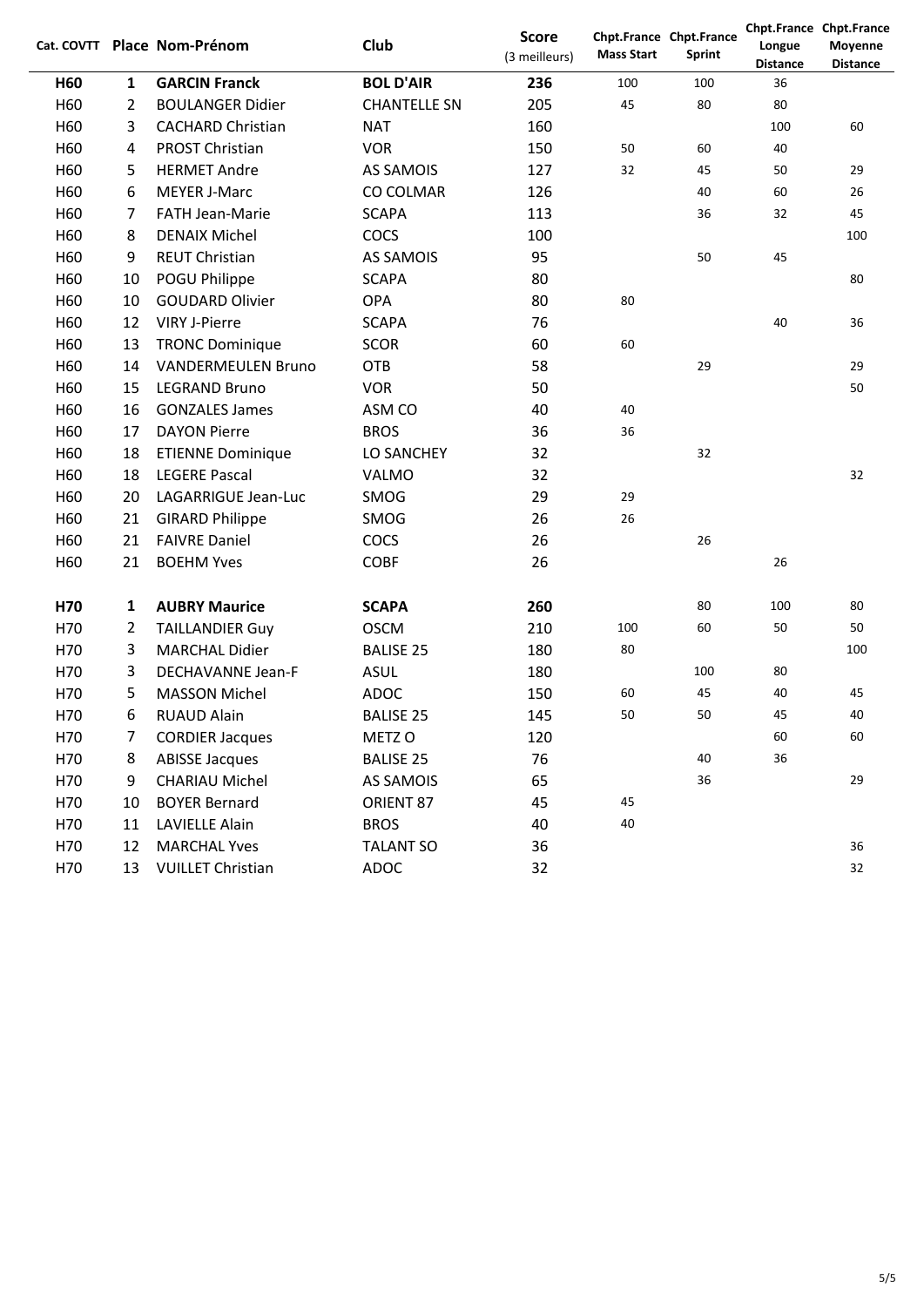| Cat. COVTT | Place | Nom-Prénom | Club | Score (3 meilleurs) | Chpt.France Mass Start | Chpt.France Sprint | Chpt.France Longue Distance | Chpt.France Moyenne Distance |
|---|---|---|---|---|---|---|---|---|
| **H60** | **1** | **GARCIN Franck** | **BOL D'AIR** | **236** | 100 | 100 | 36 | |
| H60 | 2 | BOULANGER Didier | CHANTELLE SN | 205 | 45 | 80 | 80 | |
| H60 | 3 | CACHARD Christian | NAT | 160 | | | 100 | 60 |
| H60 | 4 | PROST Christian | VOR | 150 | 50 | 60 | 40 | |
| H60 | 5 | HERMET Andre | AS SAMOIS | 127 | 32 | 45 | 50 | 29 |
| H60 | 6 | MEYER J-Marc | CO COLMAR | 126 | | 40 | 60 | 26 |
| H60 | 7 | FATH Jean-Marie | SCAPA | 113 | | 36 | 32 | 45 |
| H60 | 8 | DENAIX Michel | COCS | 100 | | | | 100 |
| H60 | 9 | REUT Christian | AS SAMOIS | 95 | | 50 | 45 | |
| H60 | 10 | POGU Philippe | SCAPA | 80 | | | | 80 |
| H60 | 10 | GOUDARD Olivier | OPA | 80 | 80 | | | |
| H60 | 12 | VIRY J-Pierre | SCAPA | 76 | | | 40 | 36 |
| H60 | 13 | TRONC Dominique | SCOR | 60 | 60 | | | |
| H60 | 14 | VANDERMEULEN Bruno | OTB | 58 | | 29 | | 29 |
| H60 | 15 | LEGRAND Bruno | VOR | 50 | | | | 50 |
| H60 | 16 | GONZALES James | ASM CO | 40 | 40 | | | |
| H60 | 17 | DAYON Pierre | BROS | 36 | 36 | | | |
| H60 | 18 | ETIENNE Dominique | LO SANCHEY | 32 | | 32 | | |
| H60 | 18 | LEGERE Pascal | VALMO | 32 | | | | 32 |
| H60 | 20 | LAGARRIGUE Jean-Luc | SMOG | 29 | 29 | | | |
| H60 | 21 | GIRARD Philippe | SMOG | 26 | 26 | | | |
| H60 | 21 | FAIVRE Daniel | COCS | 26 | | 26 | | |
| H60 | 21 | BOEHM Yves | COBF | 26 | | | 26 | |
| | | | | | | | | |
| **H70** | **1** | **AUBRY Maurice** | **SCAPA** | **260** | | 80 | 100 | 80 |
| H70 | 2 | TAILLANDIER Guy | OSCM | 210 | 100 | 60 | 50 | 50 |
| H70 | 3 | MARCHAL Didier | BALISE 25 | 180 | 80 | | | 100 |
| H70 | 3 | DECHAVANNE Jean-F | ASUL | 180 | | 100 | 80 | |
| H70 | 5 | MASSON Michel | ADOC | 150 | 60 | 45 | 40 | 45 |
| H70 | 6 | RUAUD Alain | BALISE 25 | 145 | 50 | 50 | 45 | 40 |
| H70 | 7 | CORDIER Jacques | METZ O | 120 | | | 60 | 60 |
| H70 | 8 | ABISSE Jacques | BALISE 25 | 76 | | 40 | 36 | |
| H70 | 9 | CHARIAU Michel | AS SAMOIS | 65 | | 36 | | 29 |
| H70 | 10 | BOYER Bernard | ORIENT 87 | 45 | 45 | | | |
| H70 | 11 | LAVIELLE Alain | BROS | 40 | 40 | | | |
| H70 | 12 | MARCHAL Yves | TALANT SO | 36 | | | | 36 |
| H70 | 13 | VUILLET Christian | ADOC | 32 | | | | 32 |